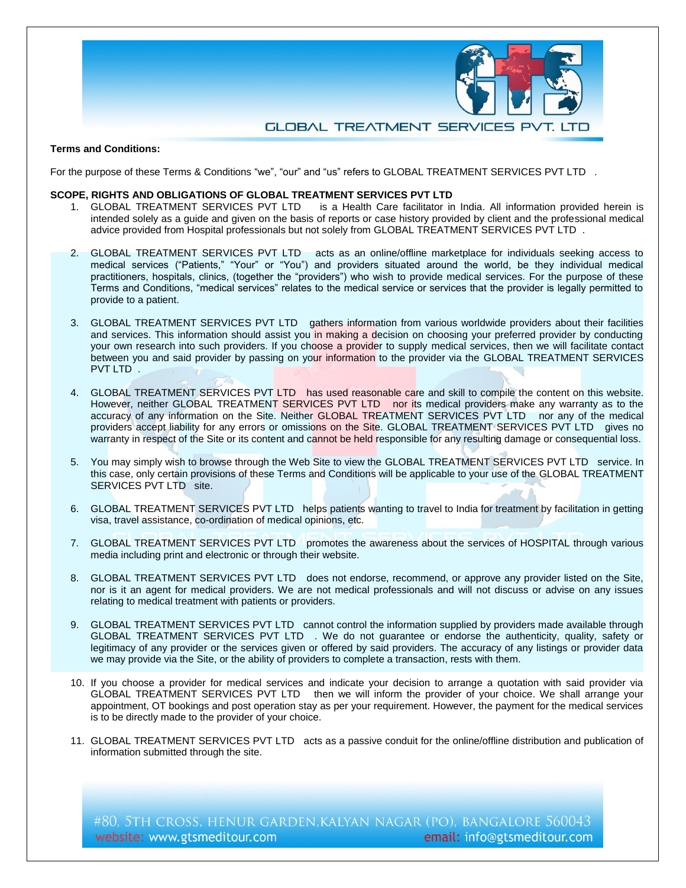**Terms and Conditions:**

For the purpose of these Terms & Conditions "we", "our" and "us" refers to GLOBAL TREATMENT SERVICES PVT LTD .

**SCOPE, RIGHTS AND OBLIGATIONS OF GLOBAL TREATMENT SERVICES PVT LTD**

1. GLOBAL TREATMENT SERVICES PVT LTD is a Health Care facilitator in India. All information provided herein is intended solely as a guide and given on the basis of reports or case history provided by client and the professional medical advice provided from Hospital professionals but not solely from GLOBAL TREATMENT SERVICES PVT LTD .

2. GLOBAL TREATMENT SERVICES PVT LTD acts as an online/offline marketplace for individuals seeking access to medical services ("Patients," "Your" or "You") and providers situated around the world, be they individual medical practitioners, hospitals, clinics, (together the "providers") who wish to provide medical services. For the purpose of these Terms and Conditions, "medical services" relates to the medical service or services that the provider is legally permitted to provide to a patient.

3. GLOBAL TREATMENT SERVICES PVT LTD gathers information from various worldwide providers about their facilities and services. This information should assist you in making a decision on choosing your preferred provider by conducting your own research into such providers. If you choose a provider to supply medical services, then we will facilitate contact between you and said provider by passing on your information to the provider via the GLOBAL TREATMENT SERVICES PVT LTD .

4. GLOBAL TREATMENT SERVICES PVT LTD has used reasonable care and skill to compile the content on this website. However, neither GLOBAL TREATMENT SERVICES PVT LTD nor its medical providers make any warranty as to the accuracy of any information on the Site. Neither GLOBAL TREATMENT SERVICES PVT LTD nor any of the medical providers accept liability for any errors or omissions on the Site. GLOBAL TREATMENT SERVICES PVT LTD gives no warranty in respect of the Site or its content and cannot be held responsible for any resulting damage or consequential loss.

5. You may simply wish to browse through the Web Site to view the GLOBAL TREATMENT SERVICES PVT LTD service. In this case, only certain provisions of these Terms and Conditions will be applicable to your use of the GLOBAL TREATMENT SERVICES PVT LTD site.

6. GLOBAL TREATMENT SERVICES PVT LTD helps patients wanting to travel to India for treatment by facilitation in getting visa, travel assistance, co-ordination of medical opinions, etc.

7. GLOBAL TREATMENT SERVICES PVT LTD promotes the awareness about the services of HOSPITAL through various media including print and electronic or through their website.

8. GLOBAL TREATMENT SERVICES PVT LTD does not endorse, recommend, or approve any provider listed on the Site, nor is it an agent for medical providers. We are not medical professionals and will not discuss or advise on any issues relating to medical treatment with patients or providers.

9. GLOBAL TREATMENT SERVICES PVT LTD cannot control the information supplied by providers made available through GLOBAL TREATMENT SERVICES PVT LTD . We do not guarantee or endorse the authenticity, quality, safety or legitimacy of any provider or the services given or offered by said providers. The accuracy of any listings or provider data we may provide via the Site, or the ability of providers to complete a transaction, rests with them.

10. If you choose a provider for medical services and indicate your decision to arrange a quotation with said provider via GLOBAL TREATMENT SERVICES PVT LTD then we will inform the provider of your choice. We shall arrange your appointment, OT bookings and post operation stay as per your requirement. However, the payment for the medical services is to be directly made to the provider of your choice.

11. GLOBAL TREATMENT SERVICES PVT LTD acts as a passive conduit for the online/offline distribution and publication of information submitted through the site.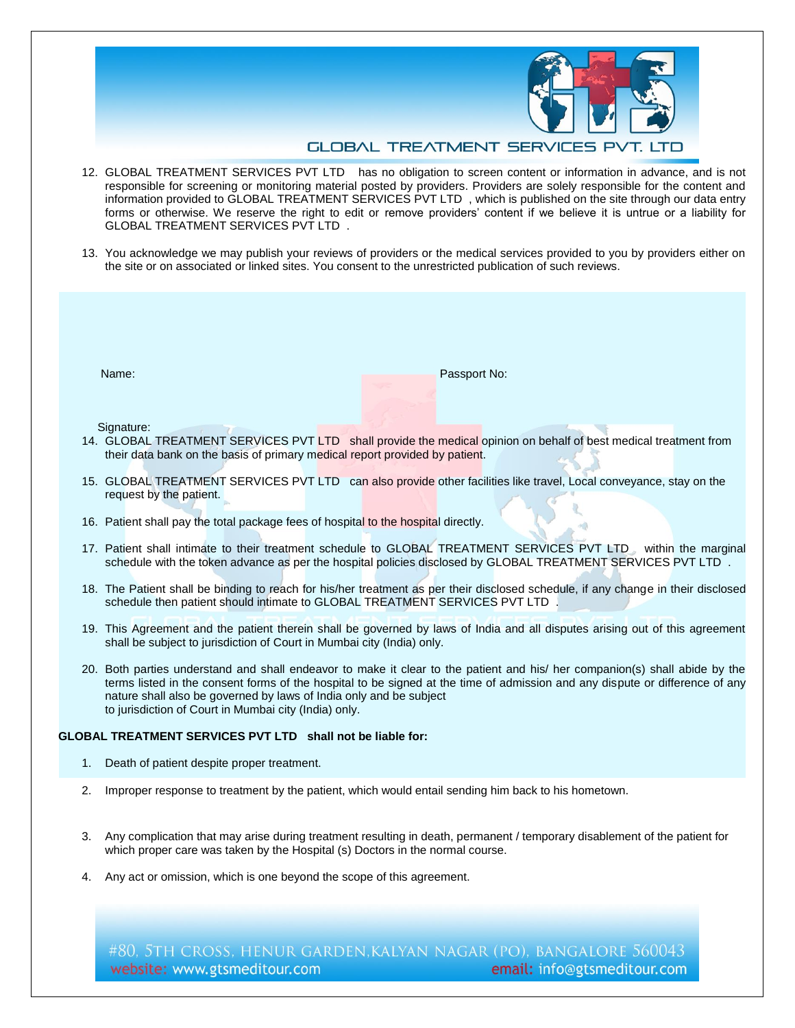12. GLOBAL TREATMENT SERVICES PVT LTD has no obligation to screen content or information in advance, and is not responsible for screening or monitoring material posted by providers. Providers are solely responsible for the content and information provided to GLOBAL TREATMENT SERVICES PVT LTD , which is published on the site through our data entry forms or otherwise. We reserve the right to edit or remove providers' content if we believe it is untrue or a liability for GLOBAL TREATMENT SERVICES PVT LTD .

13. You acknowledge we may publish your reviews of providers or the medical services provided to you by providers either on the site or on associated or linked sites. You consent to the unrestricted publication of such reviews.

Name: Passport No:

Signature:

14. GLOBAL TREATMENT SERVICES PVT LTD shall provide the medical opinion on behalf of best medical treatment from their data bank on the basis of primary medical report provided by patient.

15. GLOBAL TREATMENT SERVICES PVT LTD can also provide other facilities like travel, Local conveyance, stay on the request by the patient.

16. Patient shall pay the total package fees of hospital to the hospital directly.

17. Patient shall intimate to their treatment schedule to GLOBAL TREATMENT SERVICES PVT LTD within the marginal schedule with the token advance as per the hospital policies disclosed by GLOBAL TREATMENT SERVICES PVT LTD .

18. The Patient shall be binding to reach for his/her treatment as per their disclosed schedule, if any change in their disclosed schedule then patient should intimate to GLOBAL TREATMENT SERVICES PVT LTD .

19. This Agreement and the patient therein shall be governed by laws of India and all disputes arising out of this agreement shall be subject to jurisdiction of Court in Mumbai city (India) only.

20. Both parties understand and shall endeavor to make it clear to the patient and his/ her companion(s) shall abide by the terms listed in the consent forms of the hospital to be signed at the time of admission and any dispute or difference of any nature shall also be governed by laws of India only and be subject to jurisdiction of Court in Mumbai city (India) only.

**GLOBAL TREATMENT SERVICES PVT LTD shall not be liable for:**

1. Death of patient despite proper treatment.

2. Improper response to treatment by the patient, which would entail sending him back to his hometown.

3. Any complication that may arise during treatment resulting in death, permanent / temporary disablement of the patient for which proper care was taken by the Hospital (s) Doctors in the normal course.

4. Any act or omission, which is one beyond the scope of this agreement.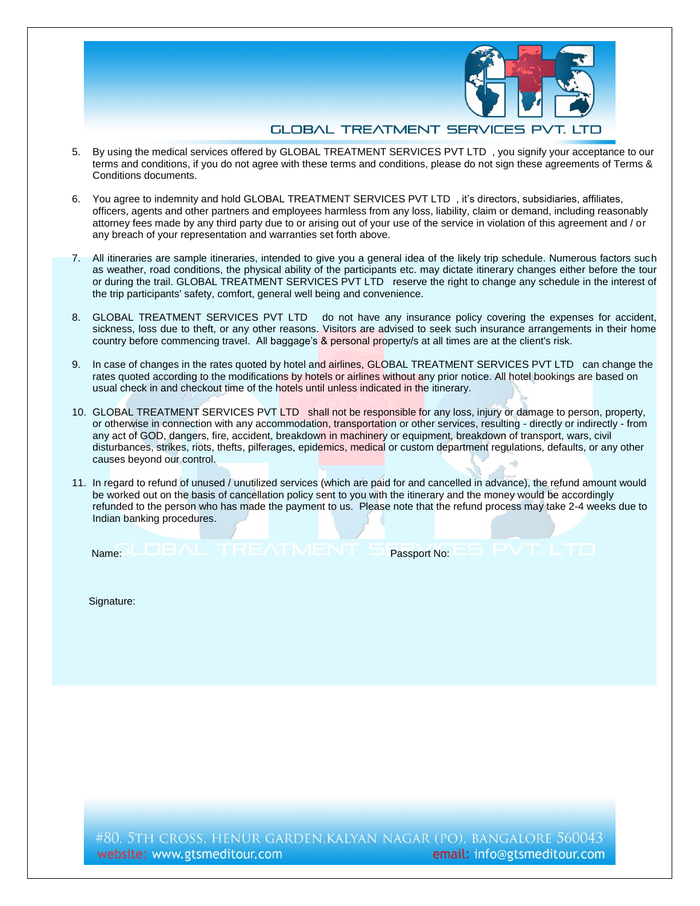5. By using the medical services offered by GLOBAL TREATMENT SERVICES PVT LTD , you signify your acceptance to our terms and conditions, if you do not agree with these terms and conditions, please do not sign these agreements of Terms & Conditions documents.

6. You agree to indemnity and hold GLOBAL TREATMENT SERVICES PVT LTD , it's directors, subsidiaries, affiliates, officers, agents and other partners and employees harmless from any loss, liability, claim or demand, including reasonably attorney fees made by any third party due to or arising out of your use of the service in violation of this agreement and / or any breach of your representation and warranties set forth above.

7. All itineraries are sample itineraries, intended to give you a general idea of the likely trip schedule. Numerous factors such as weather, road conditions, the physical ability of the participants etc. may dictate itinerary changes either before the tour or during the trail. GLOBAL TREATMENT SERVICES PVT LTD reserve the right to change any schedule in the interest of the trip participants' safety, comfort, general well being and convenience.

8. GLOBAL TREATMENT SERVICES PVT LTD do not have any insurance policy covering the expenses for accident, sickness, loss due to theft, or any other reasons. Visitors are advised to seek such insurance arrangements in their home country before commencing travel. All baggage's & personal property/s at all times are at the client's risk.

9. In case of changes in the rates quoted by hotel and airlines, GLOBAL TREATMENT SERVICES PVT LTD can change the rates quoted according to the modifications by hotels or airlines without any prior notice. All hotel bookings are based on usual check in and checkout time of the hotels until unless indicated in the itinerary.

10. GLOBAL TREATMENT SERVICES PVT LTD shall not be responsible for any loss, injury or damage to person, property, or otherwise in connection with any accommodation, transportation or other services, resulting - directly or indirectly - from any act of GOD, dangers, fire, accident, breakdown in machinery or equipment, breakdown of transport, wars, civil disturbances, strikes, riots, thefts, pilferages, epidemics, medical or custom department regulations, defaults, or any other causes beyond our control.

11. In regard to refund of unused / unutilized services (which are paid for and cancelled in advance), the refund amount would be worked out on the basis of cancellation policy sent to you with the itinerary and the money would be accordingly refunded to the person who has made the payment to us. Please note that the refund process may take 2-4 weeks due to Indian banking procedures.

Name: Passport No:

Signature: